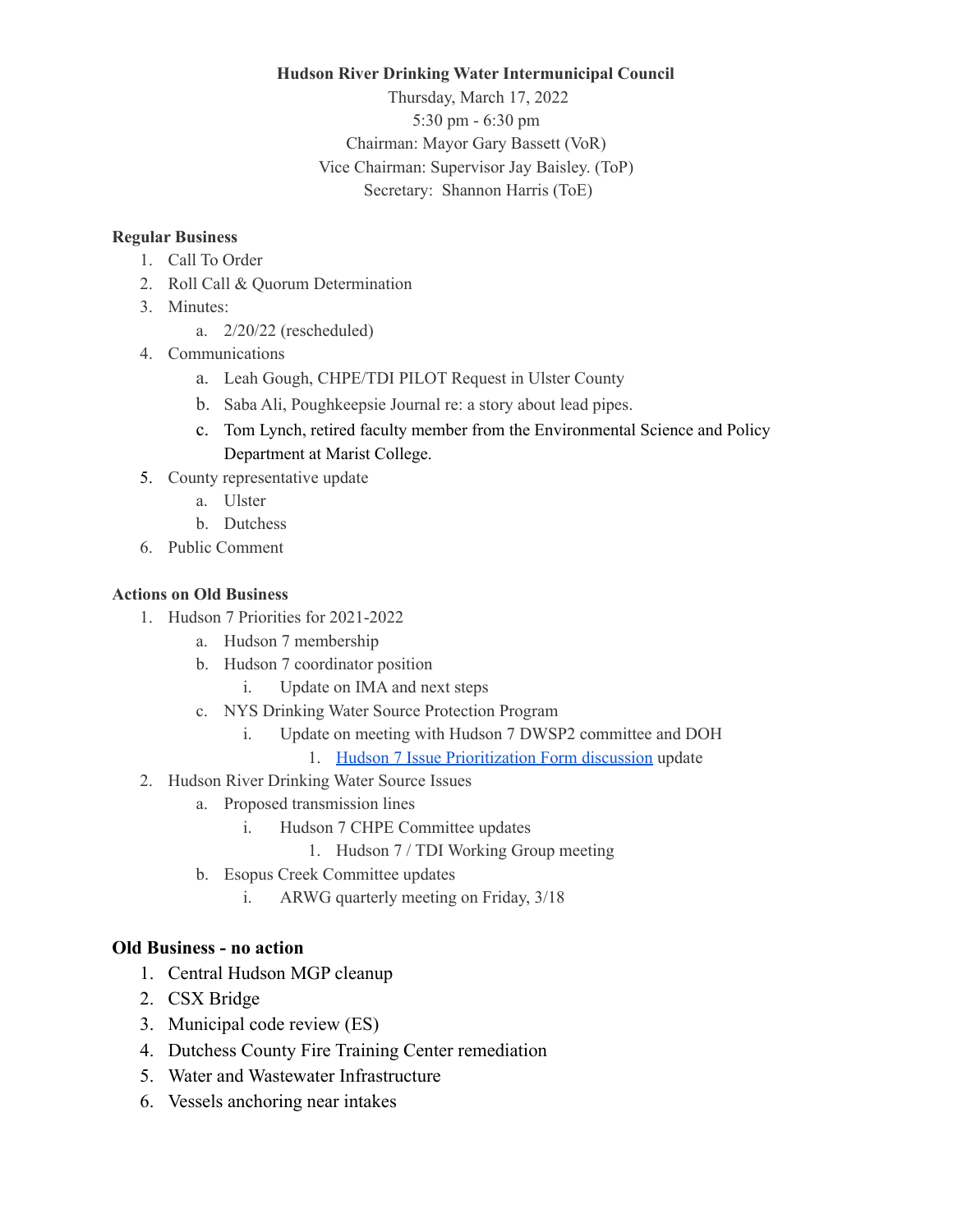**Hudson River Drinking Water Intermunicipal Council**

Thursday, March 17, 2022

5:30 pm - 6:30 pm

Chairman: Mayor Gary Bassett (VoR)

Vice Chairman: Supervisor Jay Baisley. (ToP)

Secretary: Shannon Harris (ToE)

**Regular Business**

1. Call To Order
2. Roll Call & Quorum Determination
3. Minutes:
   a. 2/20/22 (rescheduled)
4. Communications
   a. Leah Gough, CHPE/TDI PILOT Request in Ulster County
   b. Saba Ali, Poughkeepsie Journal re: a story about lead pipes.
   c. Tom Lynch, retired faculty member from the Environmental Science and Policy Department at Marist College.
5. County representative update
   a. Ulster
   b. Dutchess
6. Public Comment

**Actions on Old Business**

1. Hudson 7 Priorities for 2021-2022
   a. Hudson 7 membership
   b. Hudson 7 coordinator position
      i. Update on IMA and next steps
   c. NYS Drinking Water Source Protection Program
      i. Update on meeting with Hudson 7 DWSP2 committee and DOH
         1. Hudson 7 Issue Prioritization Form discussion update
2. Hudson River Drinking Water Source Issues
   a. Proposed transmission lines
      i. Hudson 7 CHPE Committee updates
         1. Hudson 7 / TDI Working Group meeting
   b. Esopus Creek Committee updates
      i. ARWG quarterly meeting on Friday, 3/18

**Old Business - no action**

1. Central Hudson MGP cleanup
2. CSX Bridge
3. Municipal code review (ES)
4. Dutchess County Fire Training Center remediation
5. Water and Wastewater Infrastructure
6. Vessels anchoring near intakes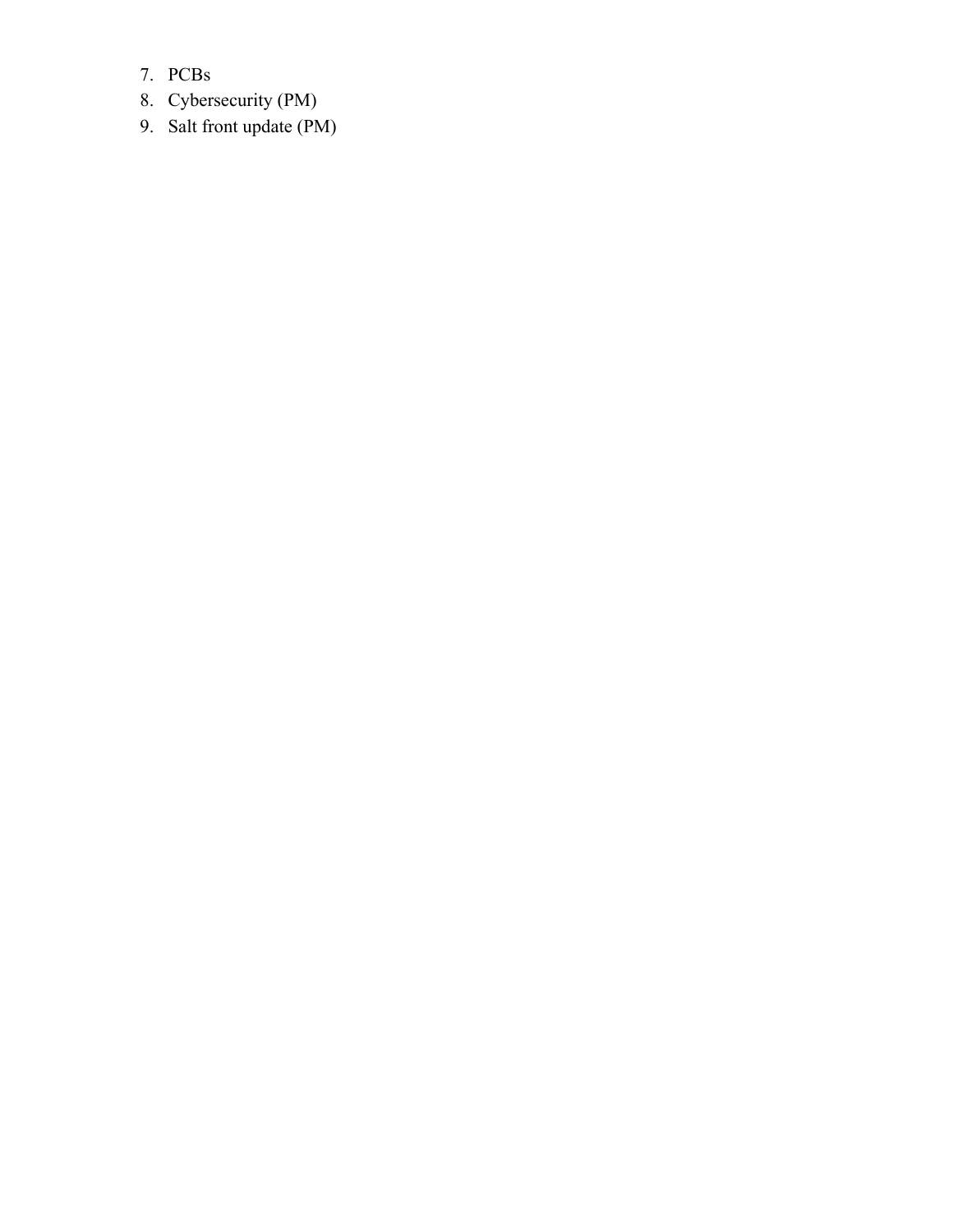7. PCBs
8. Cybersecurity (PM)
9. Salt front update (PM)